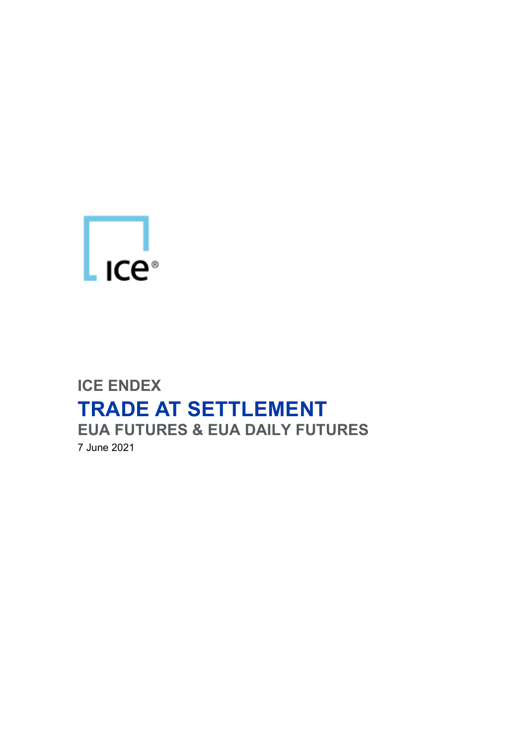ICE ENDEX

# TRADE AT SETTLEMENT

## EUA FUTURES & EUA DAILY FUTURES

7 June 2021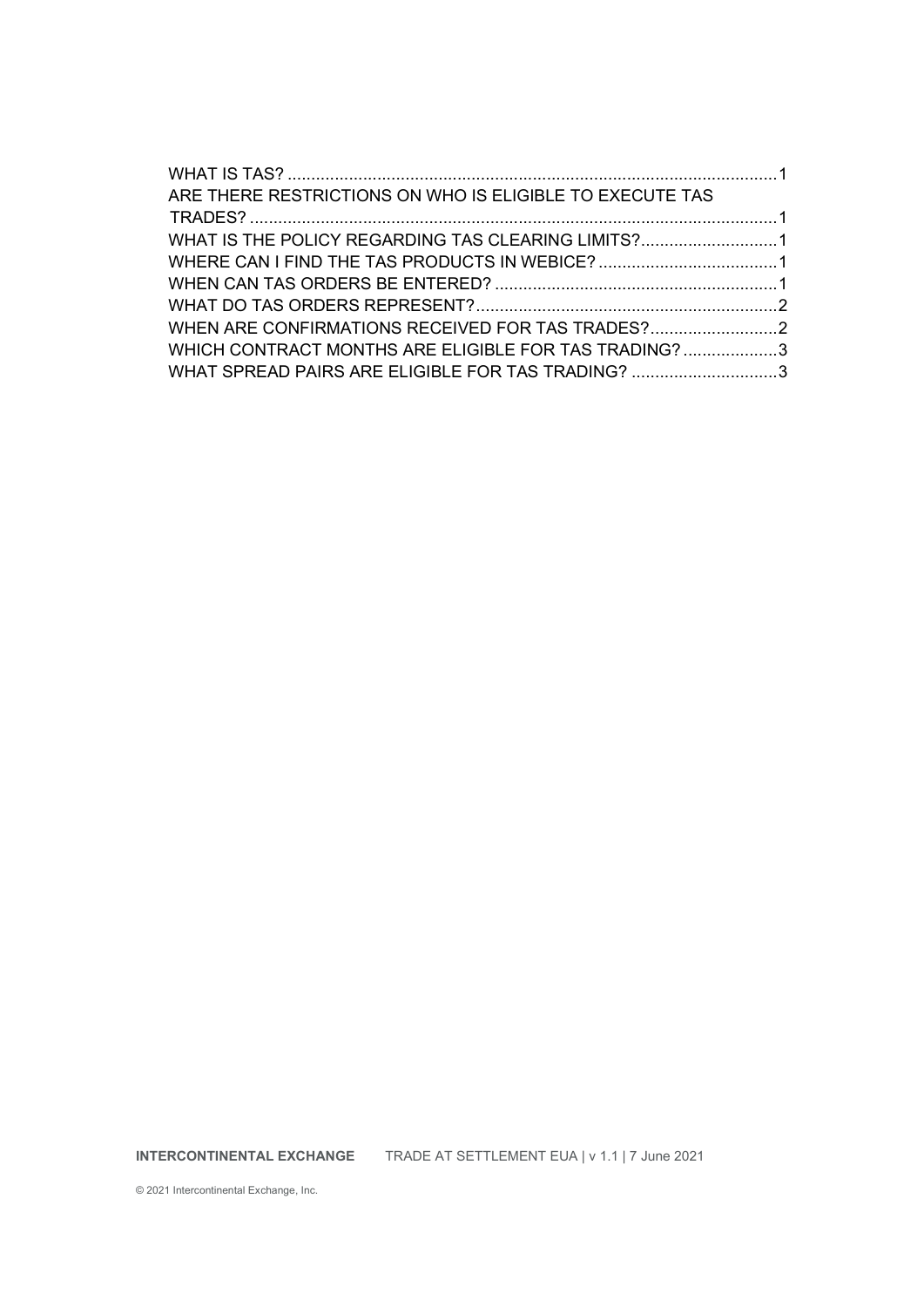WHAT IS TAS? .......................................................................................................1
ARE THERE RESTRICTIONS ON WHO IS ELIGIBLE TO EXECUTE TAS TRADES? ..............................................................................................................1
WHAT IS THE POLICY REGARDING TAS CLEARING LIMITS?.............................1
WHERE CAN I FIND THE TAS PRODUCTS IN WEBICE? ......................................1
WHEN CAN TAS ORDERS BE ENTERED? ............................................................1
WHAT DO TAS ORDERS REPRESENT?................................................................2
WHEN ARE CONFIRMATIONS RECEIVED FOR TAS TRADES?...........................2
WHICH CONTRACT MONTHS ARE ELIGIBLE FOR TAS TRADING? ....................3
WHAT SPREAD PAIRS ARE ELIGIBLE FOR TAS TRADING? ...............................3

**INTERCONTINENTAL EXCHANGE** TRADE AT SETTLEMENT EUA | v 1.1 | 7 June 2021

© 2021 Intercontinental Exchange, Inc.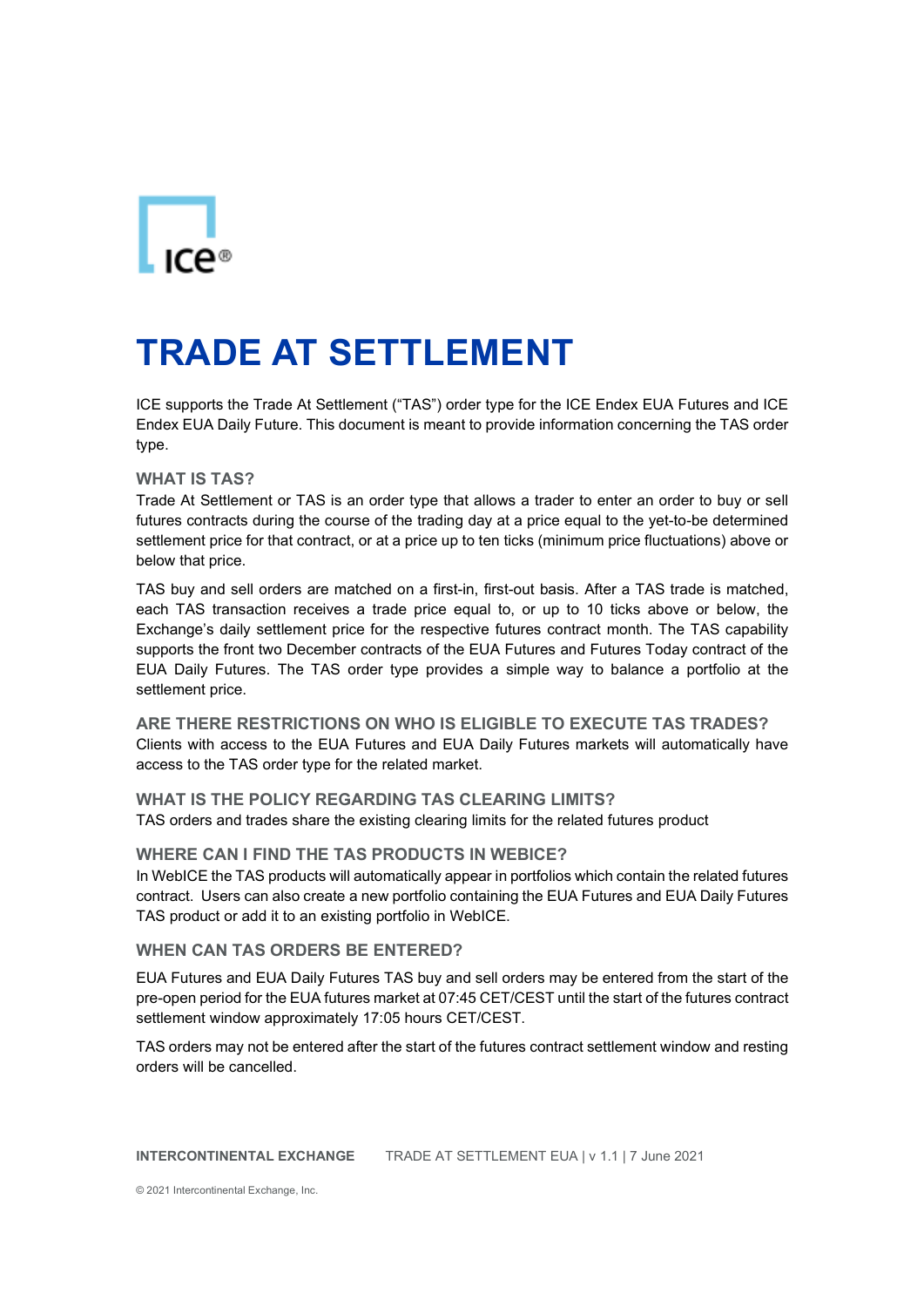# TRADE AT SETTLEMENT

ICE supports the Trade At Settlement ("TAS") order type for the ICE Endex EUA Futures and ICE Endex EUA Daily Future. This document is meant to provide information concerning the TAS order type.

## WHAT IS TAS?

Trade At Settlement or TAS is an order type that allows a trader to enter an order to buy or sell futures contracts during the course of the trading day at a price equal to the yet-to-be determined settlement price for that contract, or at a price up to ten ticks (minimum price fluctuations) above or below that price.

TAS buy and sell orders are matched on a first-in, first-out basis. After a TAS trade is matched, each TAS transaction receives a trade price equal to, or up to 10 ticks above or below, the Exchange's daily settlement price for the respective futures contract month. The TAS capability supports the front two December contracts of the EUA Futures and Futures Today contract of the EUA Daily Futures. The TAS order type provides a simple way to balance a portfolio at the settlement price.

## ARE THERE RESTRICTIONS ON WHO IS ELIGIBLE TO EXECUTE TAS TRADES?

Clients with access to the EUA Futures and EUA Daily Futures markets will automatically have access to the TAS order type for the related market.

## WHAT IS THE POLICY REGARDING TAS CLEARING LIMITS?

TAS orders and trades share the existing clearing limits for the related futures product

## WHERE CAN I FIND THE TAS PRODUCTS IN WEBICE?

In WebICE the TAS products will automatically appear in portfolios which contain the related futures contract. Users can also create a new portfolio containing the EUA Futures and EUA Daily Futures TAS product or add it to an existing portfolio in WebICE.

## WHEN CAN TAS ORDERS BE ENTERED?

EUA Futures and EUA Daily Futures TAS buy and sell orders may be entered from the start of the pre-open period for the EUA futures market at 07:45 CET/CEST until the start of the futures contract settlement window approximately 17:05 hours CET/CEST.

TAS orders may not be entered after the start of the futures contract settlement window and resting orders will be cancelled.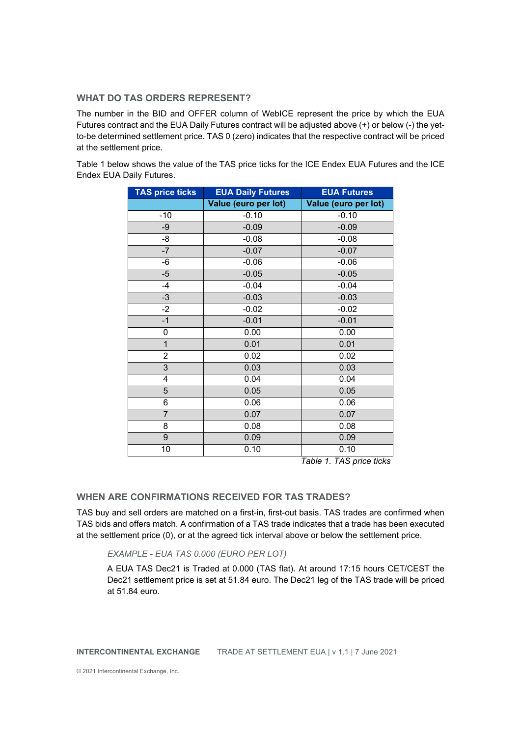## WHAT DO TAS ORDERS REPRESENT?

The number in the BID and OFFER column of WebICE represent the price by which the EUA Futures contract and the EUA Daily Futures contract will be adjusted above (+) or below (-) the yet-to-be determined settlement price. TAS 0 (zero) indicates that the respective contract will be priced at the settlement price.

Table 1 below shows the value of the TAS price ticks for the ICE Endex EUA Futures and the ICE Endex EUA Daily Futures.

| TAS price ticks | EUA Daily Futures | EUA Futures |
|---|---|---|
| | Value (euro per lot) | Value (euro per lot) |
| -10 | -0.10 | -0.10 |
| -9 | -0.09 | -0.09 |
| -8 | -0.08 | -0.08 |
| -7 | -0.07 | -0.07 |
| -6 | -0.06 | -0.06 |
| -5 | -0.05 | -0.05 |
| -4 | -0.04 | -0.04 |
| -3 | -0.03 | -0.03 |
| -2 | -0.02 | -0.02 |
| -1 | -0.01 | -0.01 |
| 0 | 0.00 | 0.00 |
| 1 | 0.01 | 0.01 |
| 2 | 0.02 | 0.02 |
| 3 | 0.03 | 0.03 |
| 4 | 0.04 | 0.04 |
| 5 | 0.05 | 0.05 |
| 6 | 0.06 | 0.06 |
| 7 | 0.07 | 0.07 |
| 8 | 0.08 | 0.08 |
| 9 | 0.09 | 0.09 |
| 10 | 0.10 | 0.10 |

*Table 1. TAS price ticks*

## WHEN ARE CONFIRMATIONS RECEIVED FOR TAS TRADES?

TAS buy and sell orders are matched on a first-in, first-out basis. TAS trades are confirmed when TAS bids and offers match. A confirmation of a TAS trade indicates that a trade has been executed at the settlement price (0), or at the agreed tick interval above or below the settlement price.

### *EXAMPLE - EUA TAS 0.000 (EURO PER LOT)*

A EUA TAS Dec21 is Traded at 0.000 (TAS flat). At around 17:15 hours CET/CEST the Dec21 settlement price is set at 51.84 euro. The Dec21 leg of the TAS trade will be priced at 51.84 euro.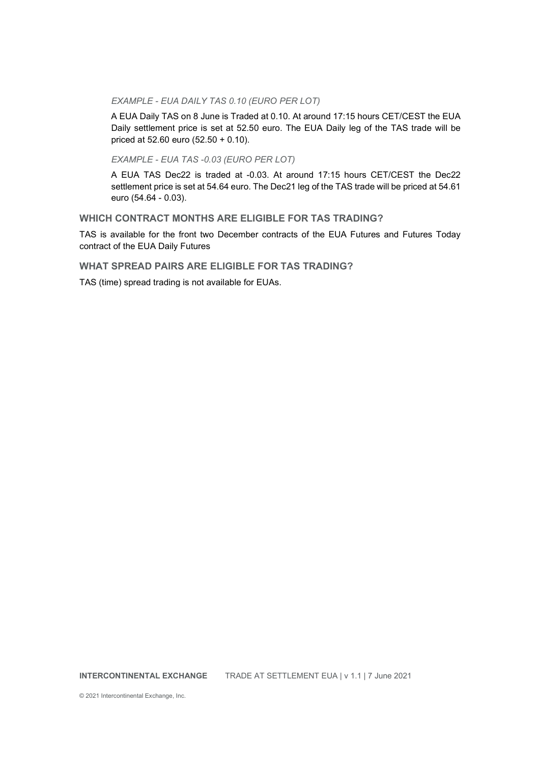*EXAMPLE - EUA DAILY TAS 0.10 (EURO PER LOT)*

A EUA Daily TAS on 8 June is Traded at 0.10. At around 17:15 hours CET/CEST the EUA Daily settlement price is set at 52.50 euro. The EUA Daily leg of the TAS trade will be priced at 52.60 euro (52.50 + 0.10).

*EXAMPLE - EUA TAS -0.03 (EURO PER LOT)*

A EUA TAS Dec22 is traded at -0.03. At around 17:15 hours CET/CEST the Dec22 settlement price is set at 54.64 euro. The Dec21 leg of the TAS trade will be priced at 54.61 euro (54.64 - 0.03).

### WHICH CONTRACT MONTHS ARE ELIGIBLE FOR TAS TRADING?

TAS is available for the front two December contracts of the EUA Futures and Futures Today contract of the EUA Daily Futures

### WHAT SPREAD PAIRS ARE ELIGIBLE FOR TAS TRADING?

TAS (time) spread trading is not available for EUAs.